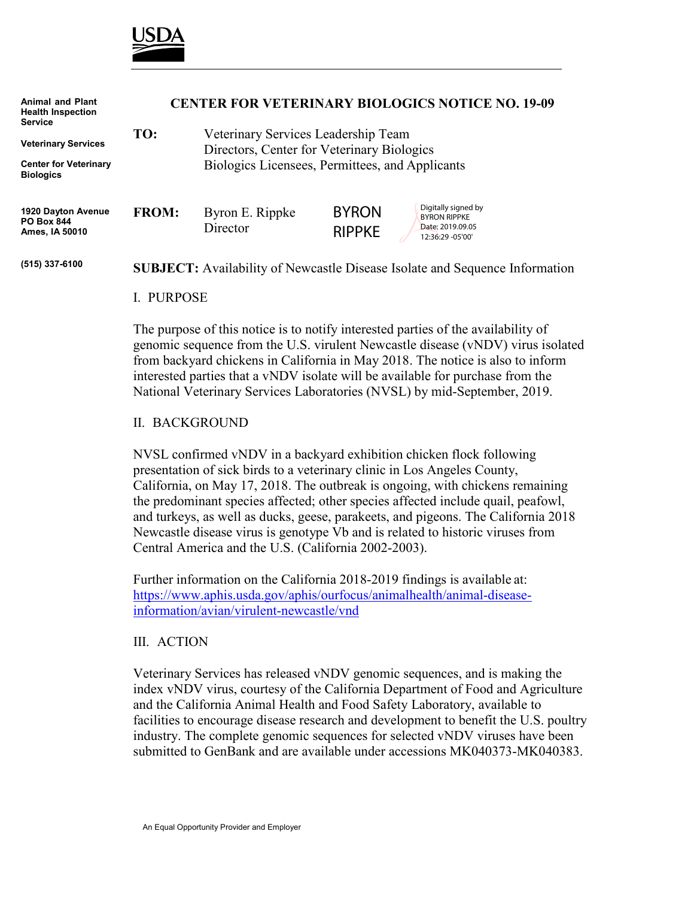USDA

Animal and Plant Health Inspection Service

Veterinary Services

Center for Veterinary Biologics

1920 Dayton Avenue
PO Box 844
Ames, IA 50010

(515) 337-6100

# CENTER FOR VETERINARY BIOLOGICS NOTICE NO. 19-09

**TO:** Veterinary Services Leadership Team
Directors, Center for Veterinary Biologics
Biologics Licensees, Permittees, and Applicants

**FROM:** Byron E. Rippke
Director

BYRON RIPPKE
Digitally signed by BYRON RIPPKE
Date: 2019.09.05 12:36:29 -05'00'

**SUBJECT:** Availability of Newcastle Disease Isolate and Sequence Information

## I. PURPOSE

The purpose of this notice is to notify interested parties of the availability of genomic sequence from the U.S. virulent Newcastle disease (vNDV) virus isolated from backyard chickens in California in May 2018. The notice is also to inform interested parties that a vNDV isolate will be available for purchase from the National Veterinary Services Laboratories (NVSL) by mid-September, 2019.

## II. BACKGROUND

NVSL confirmed vNDV in a backyard exhibition chicken flock following presentation of sick birds to a veterinary clinic in Los Angeles County, California, on May 17, 2018. The outbreak is ongoing, with chickens remaining the predominant species affected; other species affected include quail, peafowl, and turkeys, as well as ducks, geese, parakeets, and pigeons. The California 2018 Newcastle disease virus is genotype Vb and is related to historic viruses from Central America and the U.S. (California 2002-2003).

Further information on the California 2018-2019 findings is available at: [https://www.aphis.usda.gov/aphis/ourfocus/animalhealth/animal-disease-information/avian/virulent-newcastle/vnd](https://www.aphis.usda.gov/aphis/ourfocus/animalhealth/animal-disease-information/avian/virulent-newcastle/vnd)

## III. ACTION

Veterinary Services has released vNDV genomic sequences, and is making the index vNDV virus, courtesy of the California Department of Food and Agriculture and the California Animal Health and Food Safety Laboratory, available to facilities to encourage disease research and development to benefit the U.S. poultry industry. The complete genomic sequences for selected vNDV viruses have been submitted to GenBank and are available under accessions MK040373-MK040383.

An Equal Opportunity Provider and Employer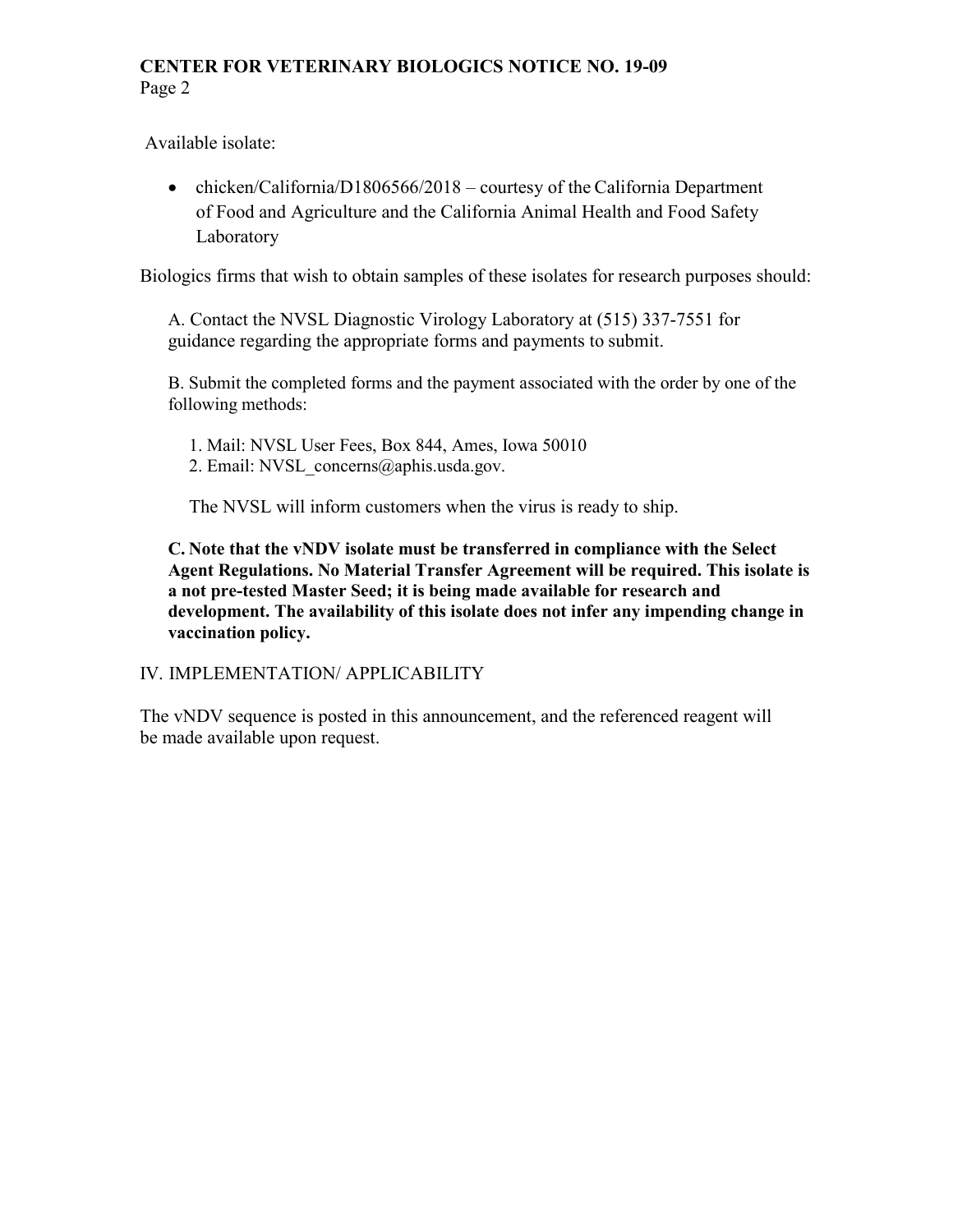Available isolate:

- chicken/California/D1806566/2018 – courtesy of the California Department of Food and Agriculture and the California Animal Health and Food Safety Laboratory

Biologics firms that wish to obtain samples of these isolates for research purposes should:

A. Contact the NVSL Diagnostic Virology Laboratory at (515) 337-7551 for guidance regarding the appropriate forms and payments to submit.

B. Submit the completed forms and the payment associated with the order by one of the following methods:

1. Mail: NVSL User Fees, Box 844, Ames, Iowa 50010
2. Email: NVSL_concerns@aphis.usda.gov.

The NVSL will inform customers when the virus is ready to ship.

**C. Note that the vNDV isolate must be transferred in compliance with the Select Agent Regulations. No Material Transfer Agreement will be required. This isolate is a not pre-tested Master Seed; it is being made available for research and development. The availability of this isolate does not infer any impending change in vaccination policy.**

## IV. IMPLEMENTATION/ APPLICABILITY

The vNDV sequence is posted in this announcement, and the referenced reagent will be made available upon request.